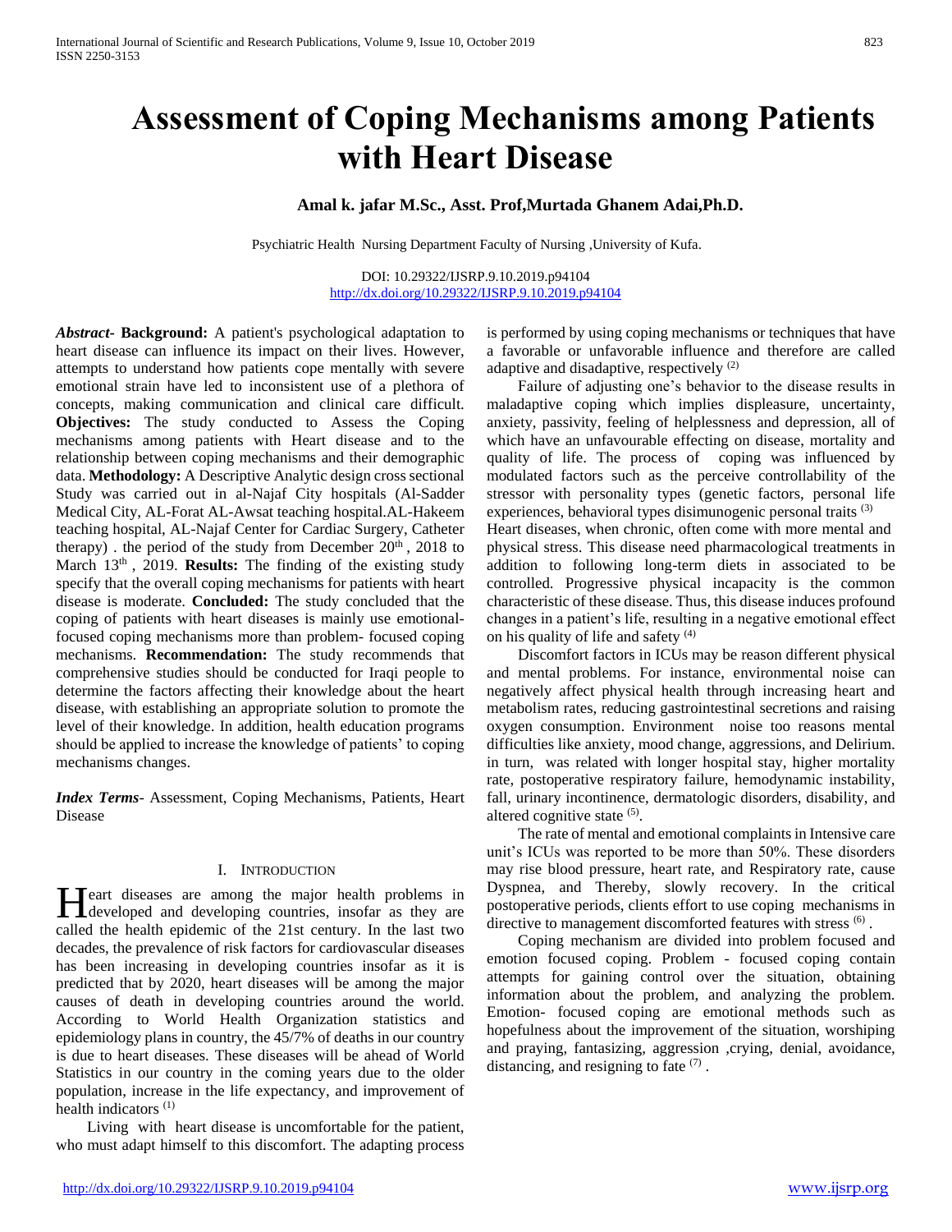# Assessment of Coping Mechanisms among Patients with Heart Disease

**Amal k. jafar M.Sc., Asst. Prof,Murtada Ghanem Adai,Ph.D.**

Psychiatric Health Nursing Department Faculty of Nursing ,University of Kufa.

DOI: 10.29322/IJSRP.9.10.2019.p94104
http://dx.doi.org/10.29322/IJSRP.9.10.2019.p94104

***Abstract*- Background:** A patient's psychological adaptation to heart disease can influence its impact on their lives. However, attempts to understand how patients cope mentally with severe emotional strain have led to inconsistent use of a plethora of concepts, making communication and clinical care difficult. **Objectives:** The study conducted to Assess the Coping mechanisms among patients with Heart disease and to the relationship between coping mechanisms and their demographic data. **Methodology:** A Descriptive Analytic design cross sectional Study was carried out in al-Najaf City hospitals (Al-Sadder Medical City, AL-Forat AL-Awsat teaching hospital.AL-Hakeem teaching hospital, AL-Najaf Center for Cardiac Surgery, Catheter therapy) . the period of the study from December 20th , 2018 to March 13th , 2019. **Results:** The finding of the existing study specify that the overall coping mechanisms for patients with heart disease is moderate. **Concluded:** The study concluded that the coping of patients with heart diseases is mainly use emotional-focused coping mechanisms more than problem- focused coping mechanisms. **Recommendation:** The study recommends that comprehensive studies should be conducted for Iraqi people to determine the factors affecting their knowledge about the heart disease, with establishing an appropriate solution to promote the level of their knowledge. In addition, health education programs should be applied to increase the knowledge of patients' to coping mechanisms changes.

***Index Terms*-** Assessment, Coping Mechanisms, Patients, Heart Disease

## I. Introduction

Heart diseases are among the major health problems in developed and developing countries, insofar as they are called the health epidemic of the 21st century. In the last two decades, the prevalence of risk factors for cardiovascular diseases has been increasing in developing countries insofar as it is predicted that by 2020, heart diseases will be among the major causes of death in developing countries around the world. According to World Health Organization statistics and epidemiology plans in country, the 45/7% of deaths in our country is due to heart diseases. These diseases will be ahead of World Statistics in our country in the coming years due to the older population, increase in the life expectancy, and improvement of health indicators [1]

Living with heart disease is uncomfortable for the patient, who must adapt himself to this discomfort. The adapting process is performed by using coping mechanisms or techniques that have a favorable or unfavorable influence and therefore are called adaptive and disadaptive, respectively [2]

Failure of adjusting one's behavior to the disease results in maladaptive coping which implies displeasure, uncertainty, anxiety, passivity, feeling of helplessness and depression, all of which have an unfavourable effecting on disease, mortality and quality of life. The process of coping was influenced by modulated factors such as the perceive controllability of the stressor with personality types (genetic factors, personal life experiences, behavioral types disimunogenic personal traits [3]

Heart diseases, when chronic, often come with more mental and physical stress. This disease need pharmacological treatments in addition to following long-term diets in associated to be controlled. Progressive physical incapacity is the common characteristic of these disease. Thus, this disease induces profound changes in a patient's life, resulting in a negative emotional effect on his quality of life and safety [4]

Discomfort factors in ICUs may be reason different physical and mental problems. For instance, environmental noise can negatively affect physical health through increasing heart and metabolism rates, reducing gastrointestinal secretions and raising oxygen consumption. Environment noise too reasons mental difficulties like anxiety, mood change, aggressions, and Delirium. in turn, was related with longer hospital stay, higher mortality rate, postoperative respiratory failure, hemodynamic instability, fall, urinary incontinence, dermatologic disorders, disability, and altered cognitive state [5].

The rate of mental and emotional complaints in Intensive care unit's ICUs was reported to be more than 50%. These disorders may rise blood pressure, heart rate, and Respiratory rate, cause Dyspnea, and Thereby, slowly recovery. In the critical postoperative periods, clients effort to use coping mechanisms in directive to management discomforted features with stress [6] .

Coping mechanism are divided into problem focused and emotion focused coping. Problem - focused coping contain attempts for gaining control over the situation, obtaining information about the problem, and analyzing the problem. Emotion- focused coping are emotional methods such as hopefulness about the improvement of the situation, worshiping and praying, fantasizing, aggression ,crying, denial, avoidance, distancing, and resigning to fate [7] .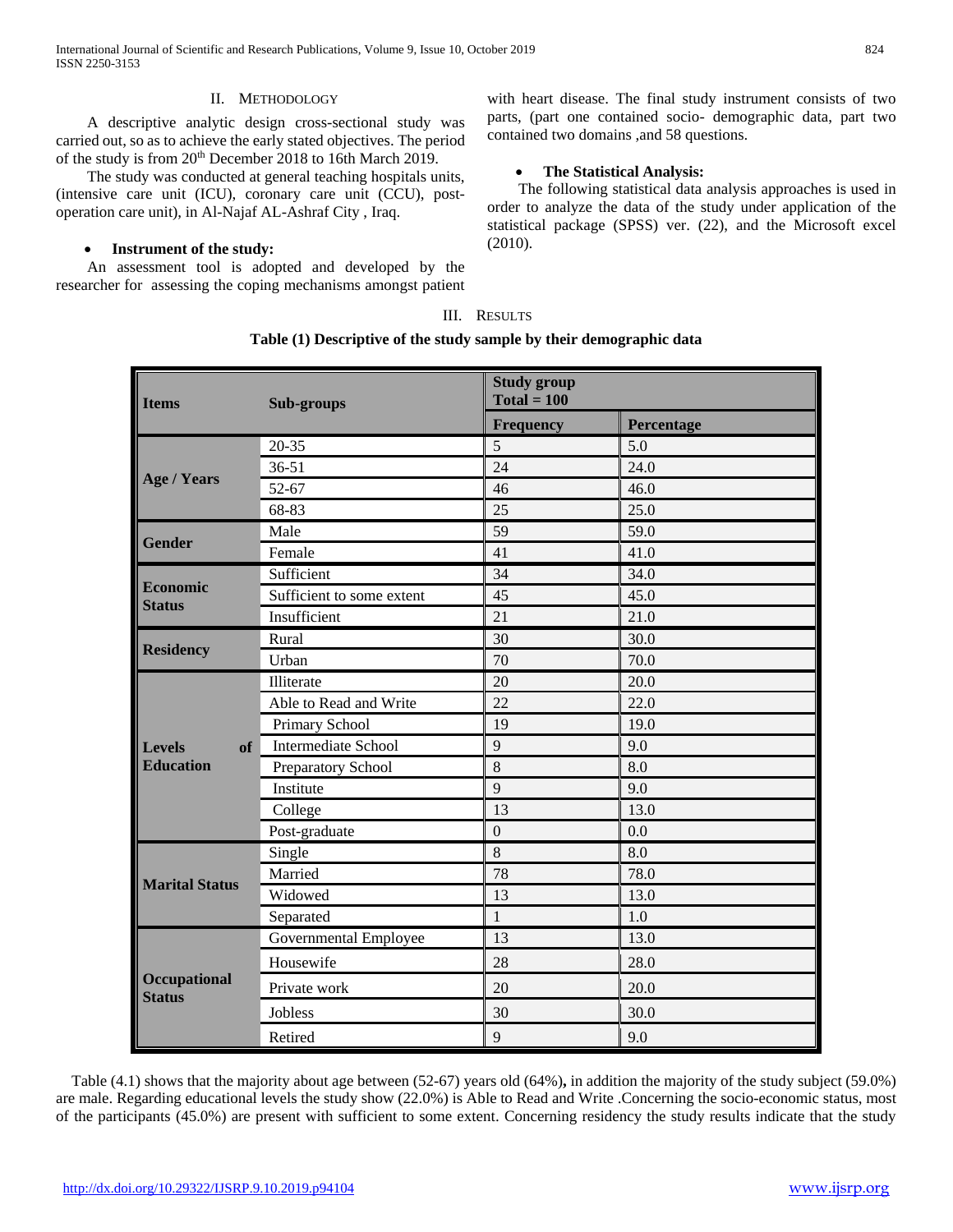## II. Methodology

A descriptive analytic design cross-sectional study was carried out, so as to achieve the early stated objectives. The period of the study is from 20th December 2018 to 16th March 2019.

The study was conducted at general teaching hospitals units, (intensive care unit (ICU), coronary care unit (CCU), post-operation care unit), in Al-Najaf AL-Ashraf City , Iraq.

- **Instrument of the study:**

An assessment tool is adopted and developed by the researcher for assessing the coping mechanisms amongst patient with heart disease. The final study instrument consists of two parts, (part one contained socio- demographic data, part two contained two domains ,and 58 questions.

- **The Statistical Analysis:**

The following statistical data analysis approaches is used in order to analyze the data of the study under application of the statistical package (SPSS) ver. (22), and the Microsoft excel (2010).

## III. Results

**Table (1) Descriptive of the study sample by their demographic data**

| Items | Sub-groups | Study group Total = 100 | |
|---|---|---|---|
| | | Frequency | Percentage |
| Age / Years | 20-35 | 5 | 5.0 |
| | 36-51 | 24 | 24.0 |
| | 52-67 | 46 | 46.0 |
| | 68-83 | 25 | 25.0 |
| Gender | Male | 59 | 59.0 |
| | Female | 41 | 41.0 |
| Economic Status | Sufficient | 34 | 34.0 |
| | Sufficient to some extent | 45 | 45.0 |
| | Insufficient | 21 | 21.0 |
| Residency | Rural | 30 | 30.0 |
| | Urban | 70 | 70.0 |
| Levels of Education | Illiterate | 20 | 20.0 |
| | Able to Read and Write | 22 | 22.0 |
| | Primary School | 19 | 19.0 |
| | Intermediate School | 9 | 9.0 |
| | Preparatory School | 8 | 8.0 |
| | Institute | 9 | 9.0 |
| | College | 13 | 13.0 |
| | Post-graduate | 0 | 0.0 |
| Marital Status | Single | 8 | 8.0 |
| | Married | 78 | 78.0 |
| | Widowed | 13 | 13.0 |
| | Separated | 1 | 1.0 |
| Occupational Status | Governmental Employee | 13 | 13.0 |
| | Housewife | 28 | 28.0 |
| | Private work | 20 | 20.0 |
| | Jobless | 30 | 30.0 |
| | Retired | 9 | 9.0 |

Table (4.1) shows that the majority about age between (52-67) years old (64%)**,** in addition the majority of the study subject (59.0%) are male. Regarding educational levels the study show (22.0%) is Able to Read and Write .Concerning the socio-economic status, most of the participants (45.0%) are present with sufficient to some extent. Concerning residency the study results indicate that the study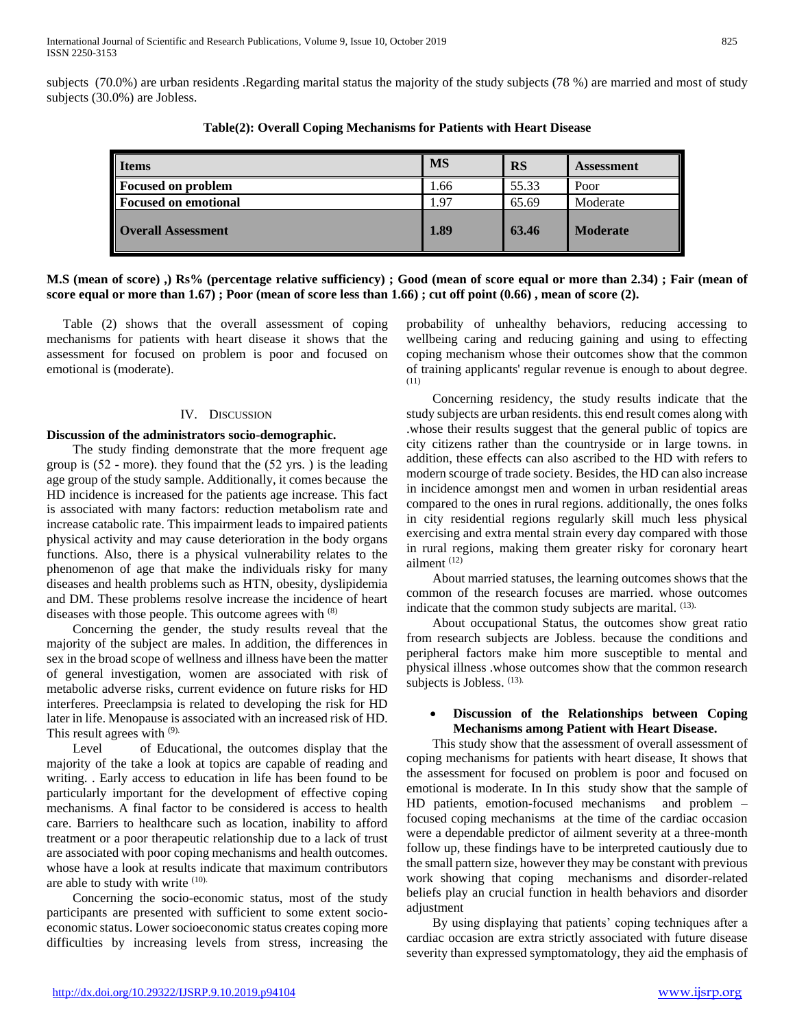subjects (70.0%) are urban residents .Regarding marital status the majority of the study subjects (78 %) are married and most of study subjects (30.0%) are Jobless.

**Table(2): Overall Coping Mechanisms for Patients with Heart Disease**

| Items | MS | RS | Assessment |
|---|---|---|---|
| Focused on problem | 1.66 | 55.33 | Poor |
| Focused on emotional | 1.97 | 65.69 | Moderate |
| **Overall Assessment** | **1.89** | **63.46** | **Moderate** |

**M.S (mean of score) ,) Rs% (percentage relative sufficiency) ; Good (mean of score equal or more than 2.34) ; Fair (mean of score equal or more than 1.67) ; Poor (mean of score less than 1.66) ; cut off point (0.66) , mean of score (2).**

Table (2) shows that the overall assessment of coping mechanisms for patients with heart disease it shows that the assessment for focused on problem is poor and focused on emotional is (moderate).

## IV. Discussion

**Discussion of the administrators socio-demographic.**

The study finding demonstrate that the more frequent age group is (52 - more). they found that the (52 yrs. ) is the leading age group of the study sample. Additionally, it comes because the HD incidence is increased for the patients age increase. This fact is associated with many factors: reduction metabolism rate and increase catabolic rate. This impairment leads to impaired patients physical activity and may cause deterioration in the body organs functions. Also, there is a physical vulnerability relates to the phenomenon of age that make the individuals risky for many diseases and health problems such as HTN, obesity, dyslipidemia and DM. These problems resolve increase the incidence of heart diseases with those people. This outcome agrees with [8]

Concerning the gender, the study results reveal that the majority of the subject are males. In addition, the differences in sex in the broad scope of wellness and illness have been the matter of general investigation, women are associated with risk of metabolic adverse risks, current evidence on future risks for HD interferes. Preeclampsia is related to developing the risk for HD later in life. Menopause is associated with an increased risk of HD. This result agrees with [9].

Level of Educational, the outcomes display that the majority of the take a look at topics are capable of reading and writing. . Early access to education in life has been found to be particularly important for the development of effective coping mechanisms. A final factor to be considered is access to health care. Barriers to healthcare such as location, inability to afford treatment or a poor therapeutic relationship due to a lack of trust are associated with poor coping mechanisms and health outcomes. whose have a look at results indicate that maximum contributors are able to study with write [10].

Concerning the socio-economic status, most of the study participants are presented with sufficient to some extent socio-economic status. Lower socioeconomic status creates coping more difficulties by increasing levels from stress, increasing the probability of unhealthy behaviors, reducing accessing to wellbeing caring and reducing gaining and using to effecting coping mechanism whose their outcomes show that the common of training applicants' regular revenue is enough to about degree. [11]

Concerning residency, the study results indicate that the study subjects are urban residents. this end result comes along with .whose their results suggest that the general public of topics are city citizens rather than the countryside or in large towns. in addition, these effects can also ascribed to the HD with refers to modern scourge of trade society. Besides, the HD can also increase in incidence amongst men and women in urban residential areas compared to the ones in rural regions. additionally, the ones folks in city residential regions regularly skill much less physical exercising and extra mental strain every day compared with those in rural regions, making them greater risky for coronary heart ailment [12]

About married statuses, the learning outcomes shows that the common of the research focuses are married. whose outcomes indicate that the common study subjects are marital. [13].

About occupational Status, the outcomes show great ratio from research subjects are Jobless. because the conditions and peripheral factors make him more susceptible to mental and physical illness .whose outcomes show that the common research subjects is Jobless. [13].

- **Discussion of the Relationships between Coping Mechanisms among Patient with Heart Disease.**

This study show that the assessment of overall assessment of coping mechanisms for patients with heart disease, It shows that the assessment for focused on problem is poor and focused on emotional is moderate. In In this study show that the sample of HD patients, emotion-focused mechanisms and problem – focused coping mechanisms at the time of the cardiac occasion were a dependable predictor of ailment severity at a three-month follow up, these findings have to be interpreted cautiously due to the small pattern size, however they may be constant with previous work showing that coping mechanisms and disorder-related beliefs play an crucial function in health behaviors and disorder adjustment

By using displaying that patients' coping techniques after a cardiac occasion are extra strictly associated with future disease severity than expressed symptomatology, they aid the emphasis of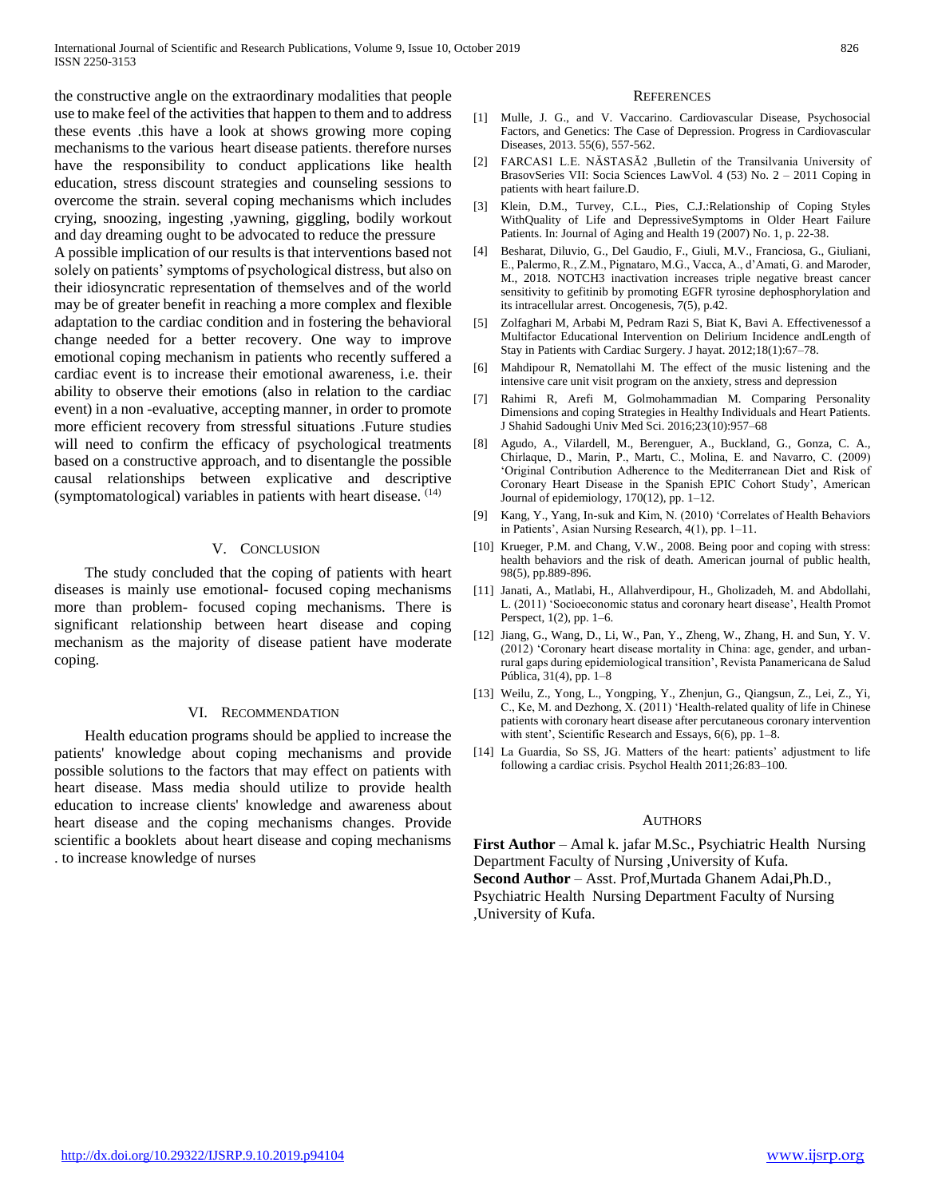the constructive angle on the extraordinary modalities that people use to make feel of the activities that happen to them and to address these events .this have a look at shows growing more coping mechanisms to the various heart disease patients. therefore nurses have the responsibility to conduct applications like health education, stress discount strategies and counseling sessions to overcome the strain. several coping mechanisms which includes crying, snoozing, ingesting ,yawning, giggling, bodily workout and day dreaming ought to be advocated to reduce the pressure

A possible implication of our results is that interventions based not solely on patients' symptoms of psychological distress, but also on their idiosyncratic representation of themselves and of the world may be of greater benefit in reaching a more complex and flexible adaptation to the cardiac condition and in fostering the behavioral change needed for a better recovery. One way to improve emotional coping mechanism in patients who recently suffered a cardiac event is to increase their emotional awareness, i.e. their ability to observe their emotions (also in relation to the cardiac event) in a non -evaluative, accepting manner, in order to promote more efficient recovery from stressful situations .Future studies will need to confirm the efficacy of psychological treatments based on a constructive approach, and to disentangle the possible causal relationships between explicative and descriptive (symptomatological) variables in patients with heart disease. (14)

## V. Conclusion

The study concluded that the coping of patients with heart diseases is mainly use emotional- focused coping mechanisms more than problem- focused coping mechanisms. There is significant relationship between heart disease and coping mechanism as the majority of disease patient have moderate coping.

## VI. Recommendation

Health education programs should be applied to increase the patients' knowledge about coping mechanisms and provide possible solutions to the factors that may effect on patients with heart disease. Mass media should utilize to provide health education to increase clients' knowledge and awareness about heart disease and the coping mechanisms changes. Provide scientific a booklets about heart disease and coping mechanisms . to increase knowledge of nurses

## References

[1] Mulle, J. G., and V. Vaccarino. Cardiovascular Disease, Psychosocial Factors, and Genetics: The Case of Depression. Progress in Cardiovascular Diseases, 2013. 55(6), 557-562.

[2] FARCAS1 L.E. NĂSTASĂ2 ,Bulletin of the Transilvania University of BrasovSeries VII: Socia Sciences LawVol. 4 (53) No. 2 – 2011 Coping in patients with heart failure.D.

[3] Klein, D.M., Turvey, C.L., Pies, C.J.:Relationship of Coping Styles WithQuality of Life and DepressiveSymptoms in Older Heart Failure Patients. In: Journal of Aging and Health 19 (2007) No. 1, p. 22-38.

[4] Besharat, Diluvio, G., Del Gaudio, F., Giuli, M.V., Franciosa, G., Giuliani, E., Palermo, R., Z.M., Pignataro, M.G., Vacca, A., d'Amati, G. and Maroder, M., 2018. NOTCH3 inactivation increases triple negative breast cancer sensitivity to gefitinib by promoting EGFR tyrosine dephosphorylation and its intracellular arrest. Oncogenesis, 7(5), p.42.

[5] Zolfaghari M, Arbabi M, Pedram Razi S, Biat K, Bavi A. Effectivenessof a Multifactor Educational Intervention on Delirium Incidence andLength of Stay in Patients with Cardiac Surgery. J hayat. 2012;18(1):67–78.

[6] Mahdipour R, Nematollahi M. The effect of the music listening and the intensive care unit visit program on the anxiety, stress and depression

[7] Rahimi R, Arefi M, Golmohammadian M. Comparing Personality Dimensions and coping Strategies in Healthy Individuals and Heart Patients. J Shahid Sadoughi Univ Med Sci. 2016;23(10):957–68

[8] Agudo, A., Vilardell, M., Berenguer, A., Buckland, G., Gonza, C. A., Chirlaque, D., Marin, P., Martı, C., Molina, E. and Navarro, C. (2009) 'Original Contribution Adherence to the Mediterranean Diet and Risk of Coronary Heart Disease in the Spanish EPIC Cohort Study', American Journal of epidemiology, 170(12), pp. 1–12.

[9] Kang, Y., Yang, In-suk and Kim, N. (2010) 'Correlates of Health Behaviors in Patients', Asian Nursing Research, 4(1), pp. 1–11.

[10] Krueger, P.M. and Chang, V.W., 2008. Being poor and coping with stress: health behaviors and the risk of death. American journal of public health, 98(5), pp.889-896.

[11] Janati, A., Matlabi, H., Allahverdipour, H., Gholizadeh, M. and Abdollahi, L. (2011) 'Socioeconomic status and coronary heart disease', Health Promot Perspect, 1(2), pp. 1–6.

[12] Jiang, G., Wang, D., Li, W., Pan, Y., Zheng, W., Zhang, H. and Sun, Y. V. (2012) 'Coronary heart disease mortality in China: age, gender, and urban-rural gaps during epidemiological transition', Revista Panamericana de Salud Pública, 31(4), pp. 1–8

[13] Weilu, Z., Yong, L., Yongping, Y., Zhenjun, G., Qiangsun, Z., Lei, Z., Yi, C., Ke, M. and Dezhong, X. (2011) 'Health-related quality of life in Chinese patients with coronary heart disease after percutaneous coronary intervention with stent', Scientific Research and Essays, 6(6), pp. 1–8.

[14] La Guardia, So SS, JG. Matters of the heart: patients' adjustment to life following a cardiac crisis. Psychol Health 2011;26:83–100.

## Authors

**First Author** – Amal k. jafar M.Sc., Psychiatric Health Nursing Department Faculty of Nursing ,University of Kufa.

**Second Author** – Asst. Prof,Murtada Ghanem Adai,Ph.D., Psychiatric Health Nursing Department Faculty of Nursing ,University of Kufa.